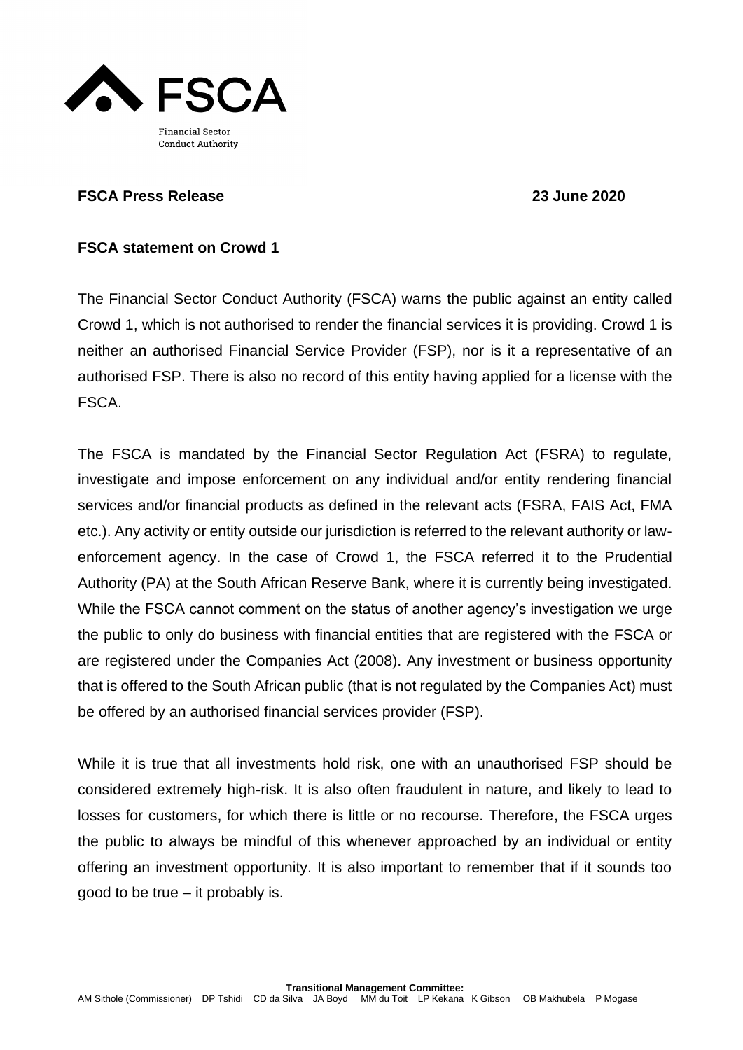FSCA

Financial Sector Conduct Authority

**FSCA Press Release** **23 June 2020**

**FSCA statement on Crowd 1**

The Financial Sector Conduct Authority (FSCA) warns the public against an entity called Crowd 1, which is not authorised to render the financial services it is providing. Crowd 1 is neither an authorised Financial Service Provider (FSP), nor is it a representative of an authorised FSP. There is also no record of this entity having applied for a license with the FSCA.

The FSCA is mandated by the Financial Sector Regulation Act (FSRA) to regulate, investigate and impose enforcement on any individual and/or entity rendering financial services and/or financial products as defined in the relevant acts (FSRA, FAIS Act, FMA etc.). Any activity or entity outside our jurisdiction is referred to the relevant authority or law-enforcement agency. In the case of Crowd 1, the FSCA referred it to the Prudential Authority (PA) at the South African Reserve Bank, where it is currently being investigated. While the FSCA cannot comment on the status of another agency's investigation we urge the public to only do business with financial entities that are registered with the FSCA or are registered under the Companies Act (2008). Any investment or business opportunity that is offered to the South African public (that is not regulated by the Companies Act) must be offered by an authorised financial services provider (FSP).

While it is true that all investments hold risk, one with an unauthorised FSP should be considered extremely high-risk. It is also often fraudulent in nature, and likely to lead to losses for customers, for which there is little or no recourse. Therefore, the FSCA urges the public to always be mindful of this whenever approached by an individual or entity offering an investment opportunity. It is also important to remember that if it sounds too good to be true – it probably is.

**Transitional Management Committee:**
AM Sithole (Commissioner) DP Tshidi CD da Silva JA Boyd MM du Toit LP Kekana K Gibson OB Makhubela P Mogase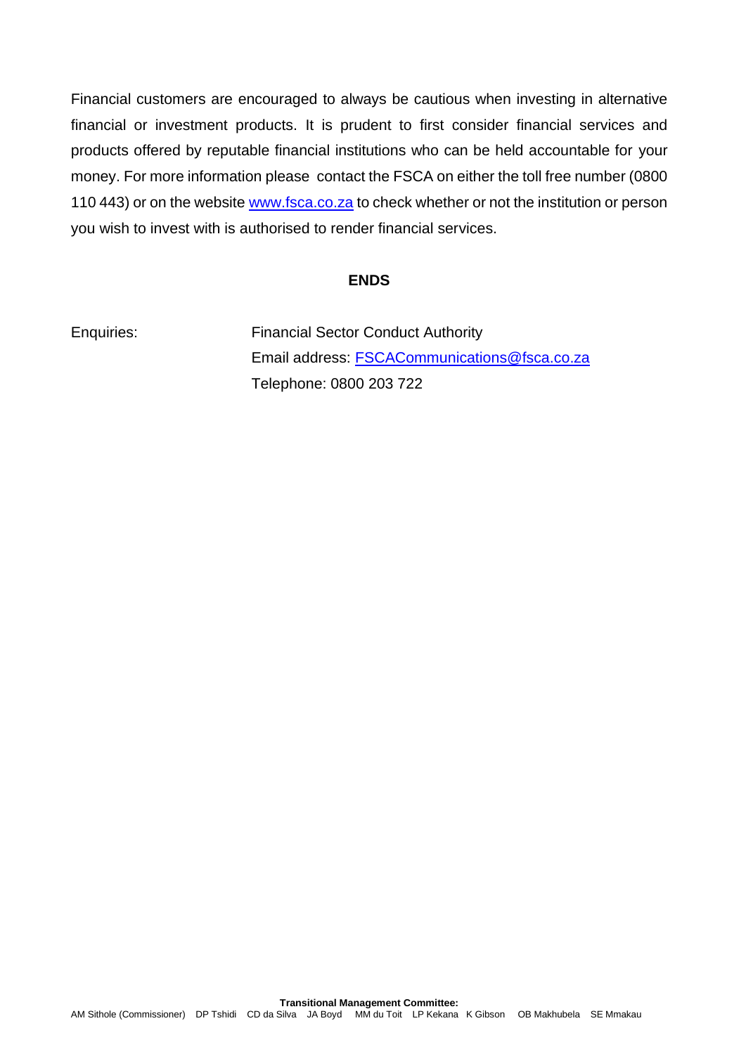Financial customers are encouraged to always be cautious when investing in alternative financial or investment products. It is prudent to first consider financial services and products offered by reputable financial institutions who can be held accountable for your money. For more information please contact the FSCA on either the toll free number (0800 110 443) or on the website www.fsca.co.za to check whether or not the institution or person you wish to invest with is authorised to render financial services.

**ENDS**

Enquiries: Financial Sector Conduct Authority
Email address: FSCACommunications@fsca.co.za
Telephone: 0800 203 722

**Transitional Management Committee:**
AM Sithole (Commissioner) DP Tshidi CD da Silva JA Boyd MM du Toit LP Kekana K Gibson OB Makhubela SE Mmakau